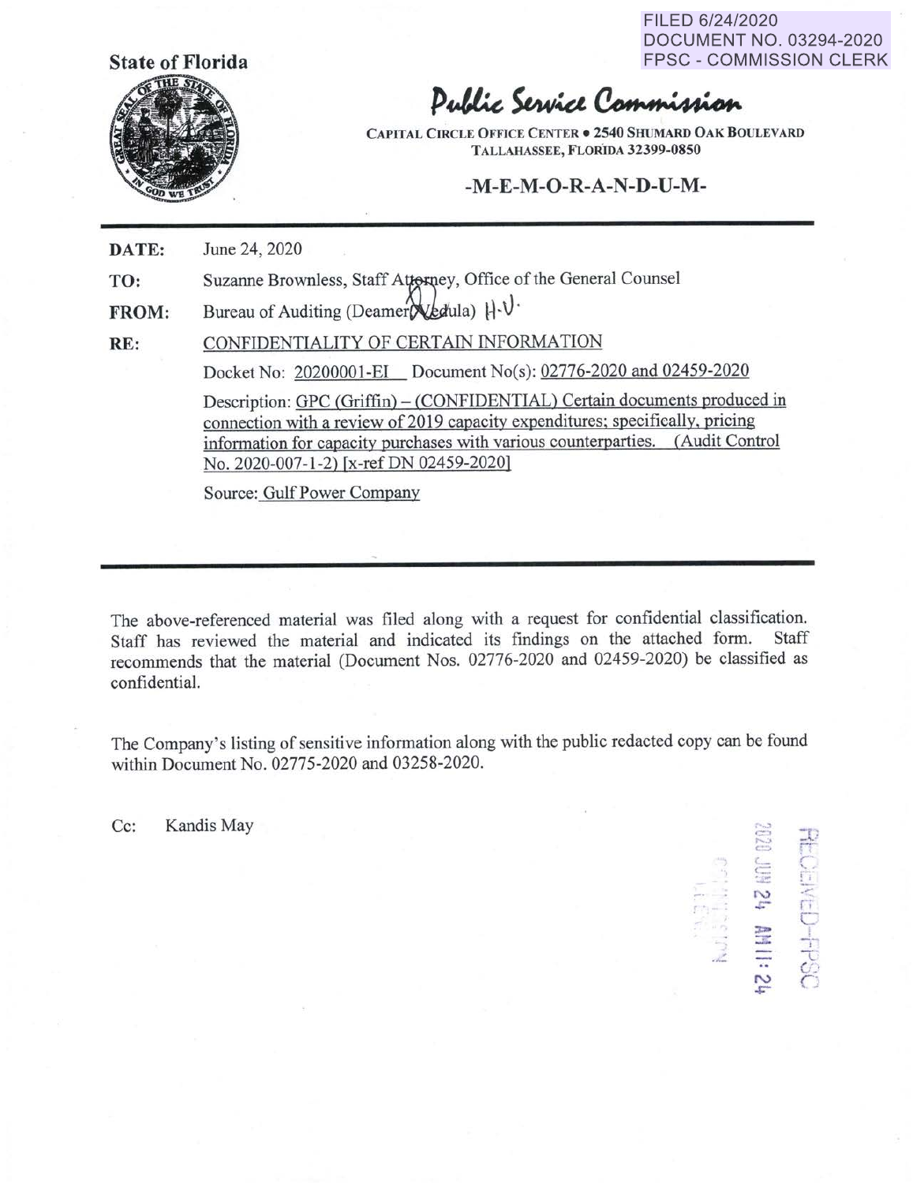FILED 6/24/2020
DOCUMENT NO. 03294-2020
FPSC - COMMISSION CLERK

**State of Florida**

# Public Service Commission

CAPITAL CIRCLE OFFICE CENTER • 2540 SHUMARD OAK BOULEVARD
TALLAHASSEE, FLORIDA 32399-0850

**-M-E-M-O-R-A-N-D-U-M-**

---

**DATE:** June 24, 2020

**TO:** Suzanne Brownless, Staff Attorney, Office of the General Counsel

**FROM:** Bureau of Auditing (Deamer, Vedula) H.V.

**RE:** CONFIDENTIALITY OF CERTAIN INFORMATION

Docket No: 20200001-EI Document No(s): 02776-2020 and 02459-2020

Description: GPC (Griffin) – (CONFIDENTIAL) Certain documents produced in connection with a review of 2019 capacity expenditures; specifically, pricing information for capacity purchases with various counterparties. (Audit Control No. 2020-007-1-2) [x-ref DN 02459-2020]

Source: Gulf Power Company

---

The above-referenced material was filed along with a request for confidential classification. Staff has reviewed the material and indicated its findings on the attached form. Staff recommends that the material (Document Nos. 02776-2020 and 02459-2020) be classified as confidential.

The Company's listing of sensitive information along with the public redacted copy can be found within Document No. 02775-2020 and 03258-2020.

Cc: Kandis May

RECEIVED-FPSC
2020 JUN 24 AM 11:24
COMMISSION CLERK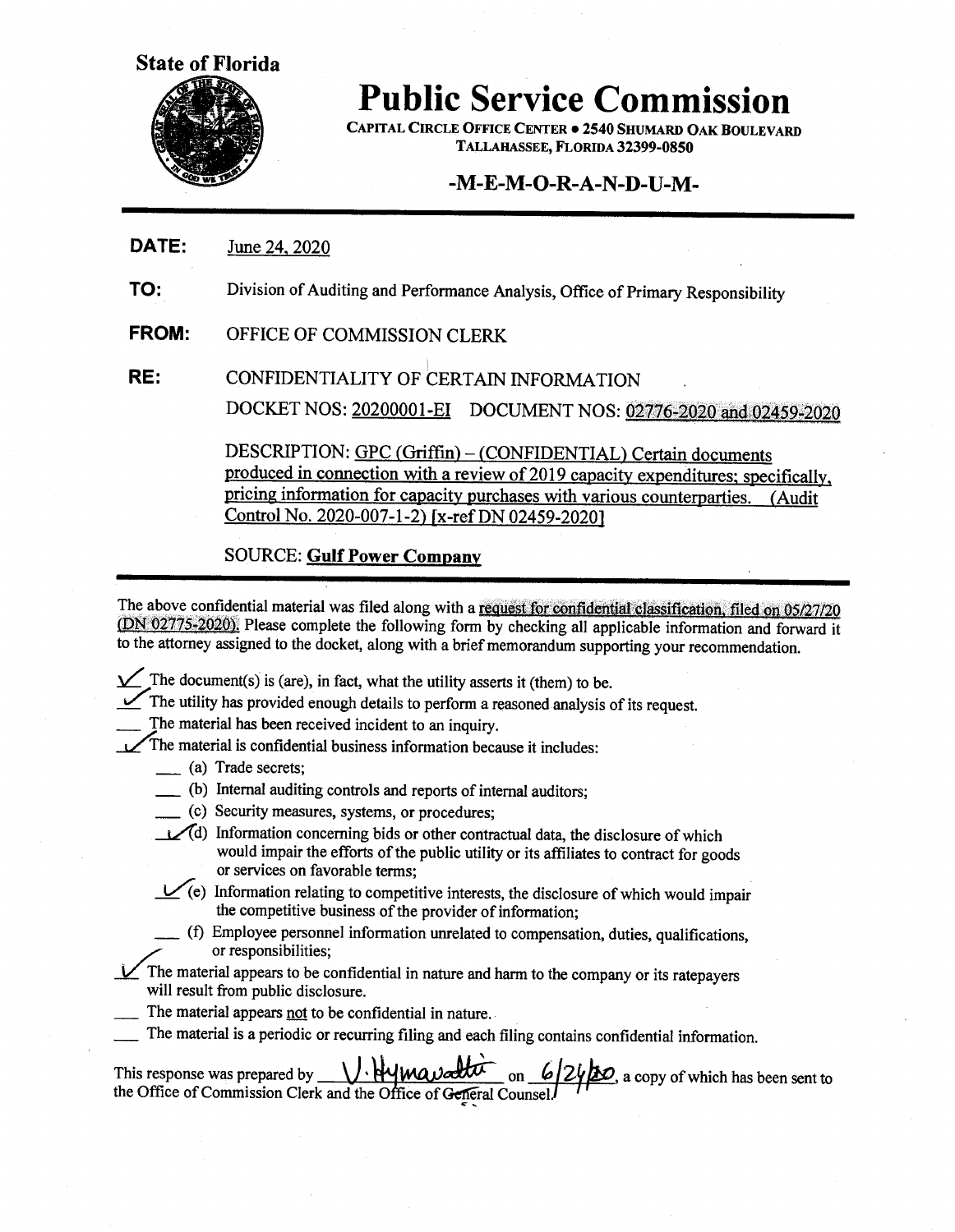**State of Florida**

# Public Service Commission

CAPITAL CIRCLE OFFICE CENTER • 2540 SHUMARD OAK BOULEVARD
TALLAHASSEE, FLORIDA 32399-0850

## -M-E-M-O-R-A-N-D-U-M-

**DATE:** June 24, 2020

**TO:** Division of Auditing and Performance Analysis, Office of Primary Responsibility

**FROM:** OFFICE OF COMMISSION CLERK

**RE:** CONFIDENTIALITY OF CERTAIN INFORMATION

DOCKET NOS: 20200001-EI DOCUMENT NOS: 02776-2020 and 02459-2020

DESCRIPTION: GPC (Griffin) – (CONFIDENTIAL) Certain documents produced in connection with a review of 2019 capacity expenditures; specifically, pricing information for capacity purchases with various counterparties. (Audit Control No. 2020-007-1-2) [x-ref DN 02459-2020]

SOURCE: **Gulf Power Company**

The above confidential material was filed along with a request for confidential classification, filed on 05/27/20 (DN 02775-2020). Please complete the following form by checking all applicable information and forward it to the attorney assigned to the docket, along with a brief memorandum supporting your recommendation.

- ✓ The document(s) is (are), in fact, what the utility asserts it (them) to be.
- ✓ The utility has provided enough details to perform a reasoned analysis of its request.
- ___ The material has been received incident to an inquiry.
- ✓ The material is confidential business information because it includes:
  - ___ (a) Trade secrets;
  - ___ (b) Internal auditing controls and reports of internal auditors;
  - ___ (c) Security measures, systems, or procedures;
  - ✓ (d) Information concerning bids or other contractual data, the disclosure of which would impair the efforts of the public utility or its affiliates to contract for goods or services on favorable terms;
  - ✓ (e) Information relating to competitive interests, the disclosure of which would impair the competitive business of the provider of information;
  - ___ (f) Employee personnel information unrelated to compensation, duties, qualifications, or responsibilities;
- ✓ The material appears to be confidential in nature and harm to the company or its ratepayers will result from public disclosure.
- ___ The material appears not to be confidential in nature.
- ___ The material is a periodic or recurring filing and each filing contains confidential information.

This response was prepared by V. Hymavathi on 6/24/20, a copy of which has been sent to the Office of Commission Clerk and the Office of General Counsel.